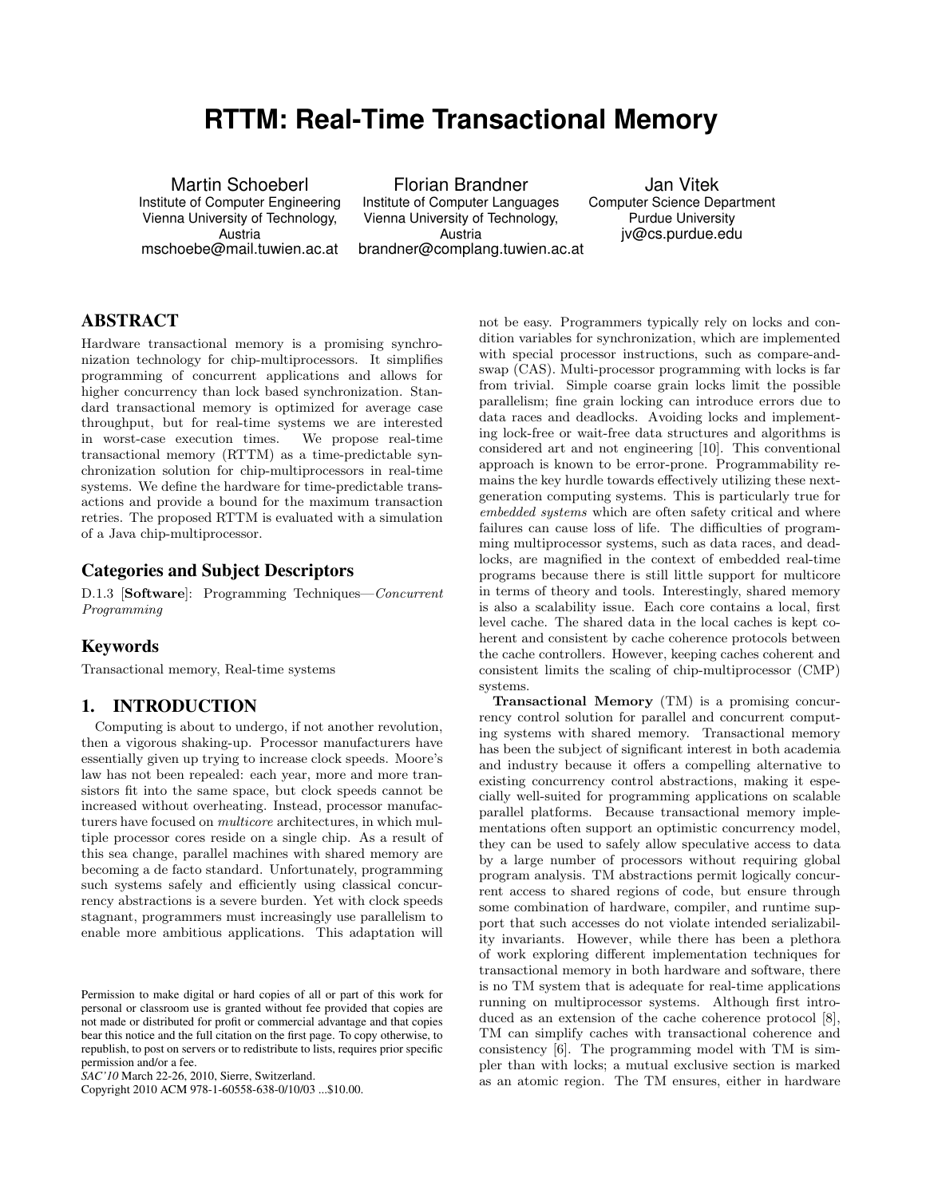# RTTM: Real-Time Transactional Memory

Martin Schoeberl
Institute of Computer Engineering
Vienna University of Technology, Austria
mschoebe@mail.tuwien.ac.at

Florian Brandner
Institute of Computer Languages
Vienna University of Technology, Austria
brandner@complang.tuwien.ac.at

Jan Vitek
Computer Science Department
Purdue University
jv@cs.purdue.edu

## ABSTRACT

Hardware transactional memory is a promising synchronization technology for chip-multiprocessors. It simplifies programming of concurrent applications and allows for higher concurrency than lock based synchronization. Standard transactional memory is optimized for average case throughput, but for real-time systems we are interested in worst-case execution times. We propose real-time transactional memory (RTTM) as a time-predictable synchronization solution for chip-multiprocessors in real-time systems. We define the hardware for time-predictable transactions and provide a bound for the maximum transaction retries. The proposed RTTM is evaluated with a simulation of a Java chip-multiprocessor.

## Categories and Subject Descriptors

D.1.3 [**Software**]: Programming Techniques—*Concurrent Programming*

## Keywords

Transactional memory, Real-time systems

## 1. INTRODUCTION

Computing is about to undergo, if not another revolution, then a vigorous shaking-up. Processor manufacturers have essentially given up trying to increase clock speeds. Moore's law has not been repealed: each year, more and more transistors fit into the same space, but clock speeds cannot be increased without overheating. Instead, processor manufacturers have focused on *multicore* architectures, in which multiple processor cores reside on a single chip. As a result of this sea change, parallel machines with shared memory are becoming a de facto standard. Unfortunately, programming such systems safely and efficiently using classical concurrency abstractions is a severe burden. Yet with clock speeds stagnant, programmers must increasingly use parallelism to enable more ambitious applications. This adaptation will not be easy. Programmers typically rely on locks and condition variables for synchronization, which are implemented with special processor instructions, such as compare-and-swap (CAS). Multi-processor programming with locks is far from trivial. Simple coarse grain locks limit the possible parallelism; fine grain locking can introduce errors due to data races and deadlocks. Avoiding locks and implementing lock-free or wait-free data structures and algorithms is considered art and not engineering [10]. This conventional approach is known to be error-prone. Programmability remains the key hurdle towards effectively utilizing these next-generation computing systems. This is particularly true for *embedded systems* which are often safety critical and where failures can cause loss of life. The difficulties of programming multiprocessor systems, such as data races, and deadlocks, are magnified in the context of embedded real-time programs because there is still little support for multicore in terms of theory and tools. Interestingly, shared memory is also a scalability issue. Each core contains a local, first level cache. The shared data in the local caches is kept coherent and consistent by cache coherence protocols between the cache controllers. However, keeping caches coherent and consistent limits the scaling of chip-multiprocessor (CMP) systems.

**Transactional Memory** (TM) is a promising concurrency control solution for parallel and concurrent computing systems with shared memory. Transactional memory has been the subject of significant interest in both academia and industry because it offers a compelling alternative to existing concurrency control abstractions, making it especially well-suited for programming applications on scalable parallel platforms. Because transactional memory implementations often support an optimistic concurrency model, they can be used to safely allow speculative access to data by a large number of processors without requiring global program analysis. TM abstractions permit logically concurrent access to shared regions of code, but ensure through some combination of hardware, compiler, and runtime support that such accesses do not violate intended serializability invariants. However, while there has been a plethora of work exploring different implementation techniques for transactional memory in both hardware and software, there is no TM system that is adequate for real-time applications running on multiprocessor systems. Although first introduced as an extension of the cache coherence protocol [8], TM can simplify caches with transactional coherence and consistency [6]. The programming model with TM is simpler than with locks; a mutual exclusive section is marked as an atomic region. The TM ensures, either in hardware

Permission to make digital or hard copies of all or part of this work for personal or classroom use is granted without fee provided that copies are not made or distributed for profit or commercial advantage and that copies bear this notice and the full citation on the first page. To copy otherwise, to republish, to post on servers or to redistribute to lists, requires prior specific permission and/or a fee.
*SAC'10* March 22-26, 2010, Sierre, Switzerland.
Copyright 2010 ACM 978-1-60558-638-0/10/03 ...$10.00.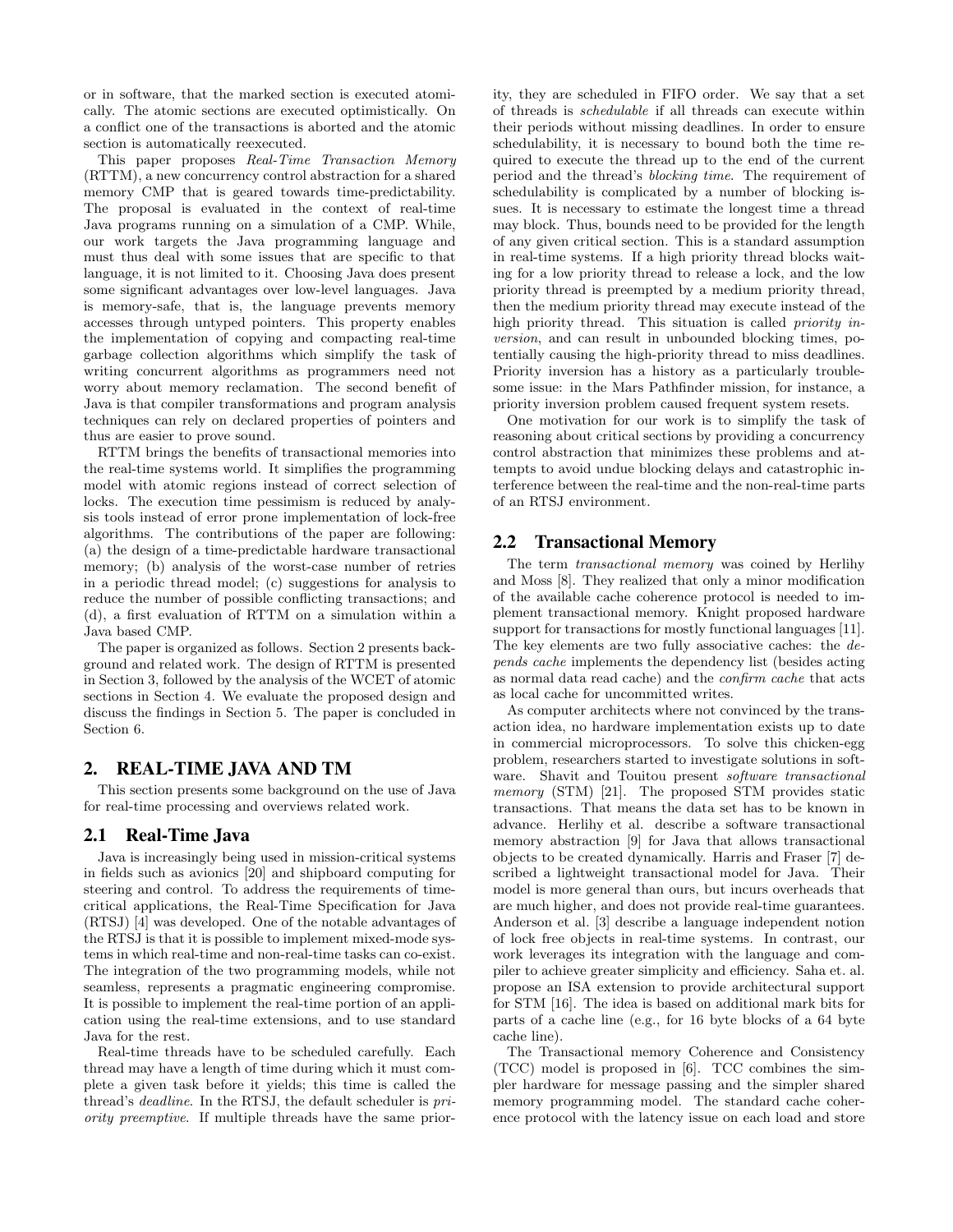or in software, that the marked section is executed atomically. The atomic sections are executed optimistically. On a conflict one of the transactions is aborted and the atomic section is automatically reexecuted.

This paper proposes *Real-Time Transaction Memory* (RTTM), a new concurrency control abstraction for a shared memory CMP that is geared towards time-predictability. The proposal is evaluated in the context of real-time Java programs running on a simulation of a CMP. While, our work targets the Java programming language and must thus deal with some issues that are specific to that language, it is not limited to it. Choosing Java does present some significant advantages over low-level languages. Java is memory-safe, that is, the language prevents memory accesses through untyped pointers. This property enables the implementation of copying and compacting real-time garbage collection algorithms which simplify the task of writing concurrent algorithms as programmers need not worry about memory reclamation. The second benefit of Java is that compiler transformations and program analysis techniques can rely on declared properties of pointers and thus are easier to prove sound.

RTTM brings the benefits of transactional memories into the real-time systems world. It simplifies the programming model with atomic regions instead of correct selection of locks. The execution time pessimism is reduced by analysis tools instead of error prone implementation of lock-free algorithms. The contributions of the paper are following: (a) the design of a time-predictable hardware transactional memory; (b) analysis of the worst-case number of retries in a periodic thread model; (c) suggestions for analysis to reduce the number of possible conflicting transactions; and (d), a first evaluation of RTTM on a simulation within a Java based CMP.

The paper is organized as follows. Section 2 presents background and related work. The design of RTTM is presented in Section 3, followed by the analysis of the WCET of atomic sections in Section 4. We evaluate the proposed design and discuss the findings in Section 5. The paper is concluded in Section 6.

## 2. REAL-TIME JAVA AND TM

This section presents some background on the use of Java for real-time processing and overviews related work.

### 2.1 Real-Time Java

Java is increasingly being used in mission-critical systems in fields such as avionics [20] and shipboard computing for steering and control. To address the requirements of time-critical applications, the Real-Time Specification for Java (RTSJ) [4] was developed. One of the notable advantages of the RTSJ is that it is possible to implement mixed-mode systems in which real-time and non-real-time tasks can co-exist. The integration of the two programming models, while not seamless, represents a pragmatic engineering compromise. It is possible to implement the real-time portion of an application using the real-time extensions, and to use standard Java for the rest.

Real-time threads have to be scheduled carefully. Each thread may have a length of time during which it must complete a given task before it yields; this time is called the thread's *deadline*. In the RTSJ, the default scheduler is *priority preemptive*. If multiple threads have the same priority, they are scheduled in FIFO order. We say that a set of threads is *schedulable* if all threads can execute within their periods without missing deadlines. In order to ensure schedulability, it is necessary to bound both the time required to execute the thread up to the end of the current period and the thread's *blocking time*. The requirement of schedulability is complicated by a number of blocking issues. It is necessary to estimate the longest time a thread may block. Thus, bounds need to be provided for the length of any given critical section. This is a standard assumption in real-time systems. If a high priority thread blocks waiting for a low priority thread to release a lock, and the low priority thread is preempted by a medium priority thread, then the medium priority thread may execute instead of the high priority thread. This situation is called *priority inversion*, and can result in unbounded blocking times, potentially causing the high-priority thread to miss deadlines. Priority inversion has a history as a particularly troublesome issue: in the Mars Pathfinder mission, for instance, a priority inversion problem caused frequent system resets.

One motivation for our work is to simplify the task of reasoning about critical sections by providing a concurrency control abstraction that minimizes these problems and attempts to avoid undue blocking delays and catastrophic interference between the real-time and the non-real-time parts of an RTSJ environment.

### 2.2 Transactional Memory

The term *transactional memory* was coined by Herlihy and Moss [8]. They realized that only a minor modification of the available cache coherence protocol is needed to implement transactional memory. Knight proposed hardware support for transactions for mostly functional languages [11]. The key elements are two fully associative caches: the *depends cache* implements the dependency list (besides acting as normal data read cache) and the *confirm cache* that acts as local cache for uncommitted writes.

As computer architects where not convinced by the transaction idea, no hardware implementation exists up to date in commercial microprocessors. To solve this chicken-egg problem, researchers started to investigate solutions in software. Shavit and Touitou present *software transactional memory* (STM) [21]. The proposed STM provides static transactions. That means the data set has to be known in advance. Herlihy et al. describe a software transactional memory abstraction [9] for Java that allows transactional objects to be created dynamically. Harris and Fraser [7] described a lightweight transactional model for Java. Their model is more general than ours, but incurs overheads that are much higher, and does not provide real-time guarantees. Anderson et al. [3] describe a language independent notion of lock free objects in real-time systems. In contrast, our work leverages its integration with the language and compiler to achieve greater simplicity and efficiency. Saha et. al. propose an ISA extension to provide architectural support for STM [16]. The idea is based on additional mark bits for parts of a cache line (e.g., for 16 byte blocks of a 64 byte cache line).

The Transactional memory Coherence and Consistency (TCC) model is proposed in [6]. TCC combines the simpler hardware for message passing and the simpler shared memory programming model. The standard cache coherence protocol with the latency issue on each load and store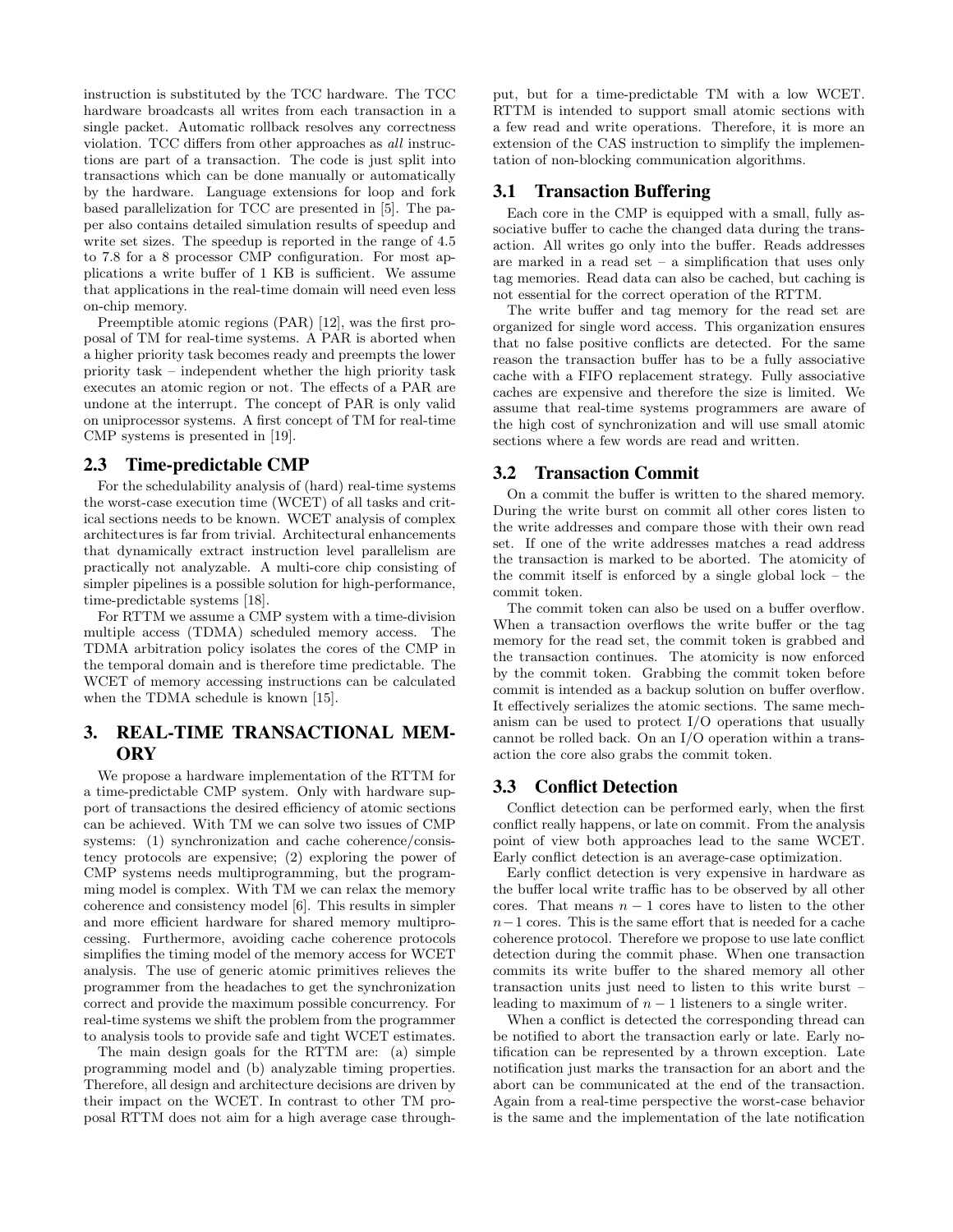instruction is substituted by the TCC hardware. The TCC hardware broadcasts all writes from each transaction in a single packet. Automatic rollback resolves any correctness violation. TCC differs from other approaches as *all* instructions are part of a transaction. The code is just split into transactions which can be done manually or automatically by the hardware. Language extensions for loop and fork based parallelization for TCC are presented in [5]. The paper also contains detailed simulation results of speedup and write set sizes. The speedup is reported in the range of 4.5 to 7.8 for a 8 processor CMP configuration. For most applications a write buffer of 1 KB is sufficient. We assume that applications in the real-time domain will need even less on-chip memory.

Preemptible atomic regions (PAR) [12], was the first proposal of TM for real-time systems. A PAR is aborted when a higher priority task becomes ready and preempts the lower priority task – independent whether the high priority task executes an atomic region or not. The effects of a PAR are undone at the interrupt. The concept of PAR is only valid on uniprocessor systems. A first concept of TM for real-time CMP systems is presented in [19].

## 2.3 Time-predictable CMP

For the schedulability analysis of (hard) real-time systems the worst-case execution time (WCET) of all tasks and critical sections needs to be known. WCET analysis of complex architectures is far from trivial. Architectural enhancements that dynamically extract instruction level parallelism are practically not analyzable. A multi-core chip consisting of simpler pipelines is a possible solution for high-performance, time-predictable systems [18].

For RTTM we assume a CMP system with a time-division multiple access (TDMA) scheduled memory access. The TDMA arbitration policy isolates the cores of the CMP in the temporal domain and is therefore time predictable. The WCET of memory accessing instructions can be calculated when the TDMA schedule is known [15].

# 3. REAL-TIME TRANSACTIONAL MEMORY

We propose a hardware implementation of the RTTM for a time-predictable CMP system. Only with hardware support of transactions the desired efficiency of atomic sections can be achieved. With TM we can solve two issues of CMP systems: (1) synchronization and cache coherence/consistency protocols are expensive; (2) exploring the power of CMP systems needs multiprogramming, but the programming model is complex. With TM we can relax the memory coherence and consistency model [6]. This results in simpler and more efficient hardware for shared memory multiprocessing. Furthermore, avoiding cache coherence protocols simplifies the timing model of the memory access for WCET analysis. The use of generic atomic primitives relieves the programmer from the headaches to get the synchronization correct and provide the maximum possible concurrency. For real-time systems we shift the problem from the programmer to analysis tools to provide safe and tight WCET estimates.

The main design goals for the RTTM are: (a) simple programming model and (b) analyzable timing properties. Therefore, all design and architecture decisions are driven by their impact on the WCET. In contrast to other TM proposal RTTM does not aim for a high average case throughput, but for a time-predictable TM with a low WCET. RTTM is intended to support small atomic sections with a few read and write operations. Therefore, it is more an extension of the CAS instruction to simplify the implementation of non-blocking communication algorithms.

## 3.1 Transaction Buffering

Each core in the CMP is equipped with a small, fully associative buffer to cache the changed data during the transaction. All writes go only into the buffer. Reads addresses are marked in a read set – a simplification that uses only tag memories. Read data can also be cached, but caching is not essential for the correct operation of the RTTM.

The write buffer and tag memory for the read set are organized for single word access. This organization ensures that no false positive conflicts are detected. For the same reason the transaction buffer has to be a fully associative cache with a FIFO replacement strategy. Fully associative caches are expensive and therefore the size is limited. We assume that real-time systems programmers are aware of the high cost of synchronization and will use small atomic sections where a few words are read and written.

## 3.2 Transaction Commit

On a commit the buffer is written to the shared memory. During the write burst on commit all other cores listen to the write addresses and compare those with their own read set. If one of the write addresses matches a read address the transaction is marked to be aborted. The atomicity of the commit itself is enforced by a single global lock – the commit token.

The commit token can also be used on a buffer overflow. When a transaction overflows the write buffer or the tag memory for the read set, the commit token is grabbed and the transaction continues. The atomicity is now enforced by the commit token. Grabbing the commit token before commit is intended as a backup solution on buffer overflow. It effectively serializes the atomic sections. The same mechanism can be used to protect I/O operations that usually cannot be rolled back. On an I/O operation within a transaction the core also grabs the commit token.

## 3.3 Conflict Detection

Conflict detection can be performed early, when the first conflict really happens, or late on commit. From the analysis point of view both approaches lead to the same WCET. Early conflict detection is an average-case optimization.

Early conflict detection is very expensive in hardware as the buffer local write traffic has to be observed by all other cores. That means $n-1$ cores have to listen to the other $n-1$ cores. This is the same effort that is needed for a cache coherence protocol. Therefore we propose to use late conflict detection during the commit phase. When one transaction commits its write buffer to the shared memory all other transaction units just need to listen to this write burst – leading to maximum of $n-1$ listeners to a single writer.

When a conflict is detected the corresponding thread can be notified to abort the transaction early or late. Early notification can be represented by a thrown exception. Late notification just marks the transaction for an abort and the abort can be communicated at the end of the transaction. Again from a real-time perspective the worst-case behavior is the same and the implementation of the late notification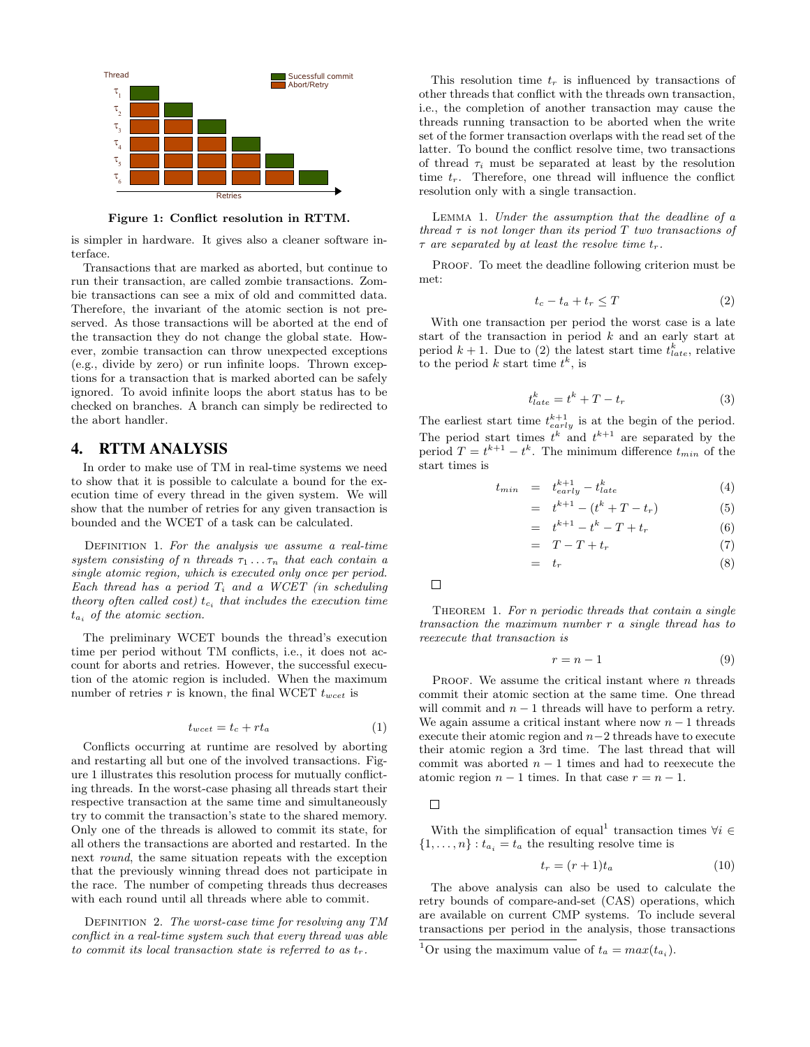Figure 1: Conflict resolution in RTTM.

is simpler in hardware. It gives also a cleaner software interface.

Transactions that are marked as aborted, but continue to run their transaction, are called zombie transactions. Zombie transactions can see a mix of old and committed data. Therefore, the invariant of the atomic section is not preserved. As those transactions will be aborted at the end of the transaction they do not change the global state. However, zombie transaction can throw unexpected exceptions (e.g., divide by zero) or run infinite loops. Thrown exceptions for a transaction that is marked aborted can be safely ignored. To avoid infinite loops the abort status has to be checked on branches. A branch can simply be redirected to the abort handler.

## 4. RTTM ANALYSIS

In order to make use of TM in real-time systems we need to show that it is possible to calculate a bound for the execution time of every thread in the given system. We will show that the number of retries for any given transaction is bounded and the WCET of a task can be calculated.

Definition 1. *For the analysis we assume a real-time system consisting of $n$ threads $\tau_1 \ldots \tau_n$ that each contain a single atomic region, which is executed only once per period. Each thread has a period $T_i$ and a WCET (in scheduling theory often called cost) $t_{c_i}$ that includes the execution time $t_{a_i}$ of the atomic section.*

The preliminary WCET bounds the thread's execution time per period without TM conflicts, i.e., it does not account for aborts and retries. However, the successful execution of the atomic region is included. When the maximum number of retries $r$ is known, the final WCET $t_{wcet}$ is

$$t_{wcet} = t_c + rt_a \tag{1}$$

Conflicts occurring at runtime are resolved by aborting and restarting all but one of the involved transactions. Figure 1 illustrates this resolution process for mutually conflicting threads. In the worst-case phasing all threads start their respective transaction at the same time and simultaneously try to commit the transaction's state to the shared memory. Only one of the threads is allowed to commit its state, for all others the transactions are aborted and restarted. In the next *round*, the same situation repeats with the exception that the previously winning thread does not participate in the race. The number of competing threads thus decreases with each round until all threads where able to commit.

Definition 2. *The worst-case time for resolving any TM conflict in a real-time system such that every thread was able to commit its local transaction state is referred to as $t_r$.*

This resolution time $t_r$ is influenced by transactions of other threads that conflict with the threads own transaction, i.e., the completion of another transaction may cause the threads running transaction to be aborted when the write set of the former transaction overlaps with the read set of the latter. To bound the conflict resolve time, two transactions of thread $\tau_i$ must be separated at least by the resolution time $t_r$. Therefore, one thread will influence the conflict resolution only with a single transaction.

Lemma 1. *Under the assumption that the deadline of a thread $\tau$ is not longer than its period $T$ two transactions of $\tau$ are separated by at least the resolve time $t_r$.*

Proof. To meet the deadline following criterion must be met:

$$t_c - t_a + t_r \leq T \tag{2}$$

With one transaction per period the worst case is a late start of the transaction in period $k$ and an early start at period $k+1$. Due to (2) the latest start time $t^k_{late}$, relative to the period $k$ start time $t^k$, is

$$t^k_{late} = t^k + T - t_r \tag{3}$$

The earliest start time $t^{k+1}_{early}$ is at the begin of the period. The period start times $t^k$ and $t^{k+1}$ are separated by the period $T = t^{k+1} - t^k$. The minimum difference $t_{min}$ of the start times is

$$\begin{aligned}
t_{min} &= t^{k+1}_{early} - t^k_{late} && (4)\\
&= t^{k+1} - (t^k + T - t_r) && (5)\\
&= t^{k+1} - t^k - T + t_r && (6)\\
&= T - T + t_r && (7)\\
&= t_r && (8)
\end{aligned}$$

□

Theorem 1. *For $n$ periodic threads that contain a single transaction the maximum number $r$ a single thread has to reexecute that transaction is*

$$r = n - 1 \tag{9}$$

Proof. We assume the critical instant where $n$ threads commit their atomic section at the same time. One thread will commit and $n-1$ threads will have to perform a retry. We again assume a critical instant where now $n-1$ threads execute their atomic region and $n-2$ threads have to execute their atomic region a 3rd time. The last thread that will commit was aborted $n-1$ times and had to reexecute the atomic region $n-1$ times. In that case $r = n-1$.

□

With the simplification of equal[1] transaction times $\forall i \in \{1, \ldots, n\} : t_{a_i} = t_a$ the resulting resolve time is

$$t_r = (r+1)t_a \tag{10}$$

The above analysis can also be used to calculate the retry bounds of compare-and-set (CAS) operations, which are available on current CMP systems. To include several transactions per period in the analysis, those transactions

[1] Or using the maximum value of $t_a = max(t_{a_i})$.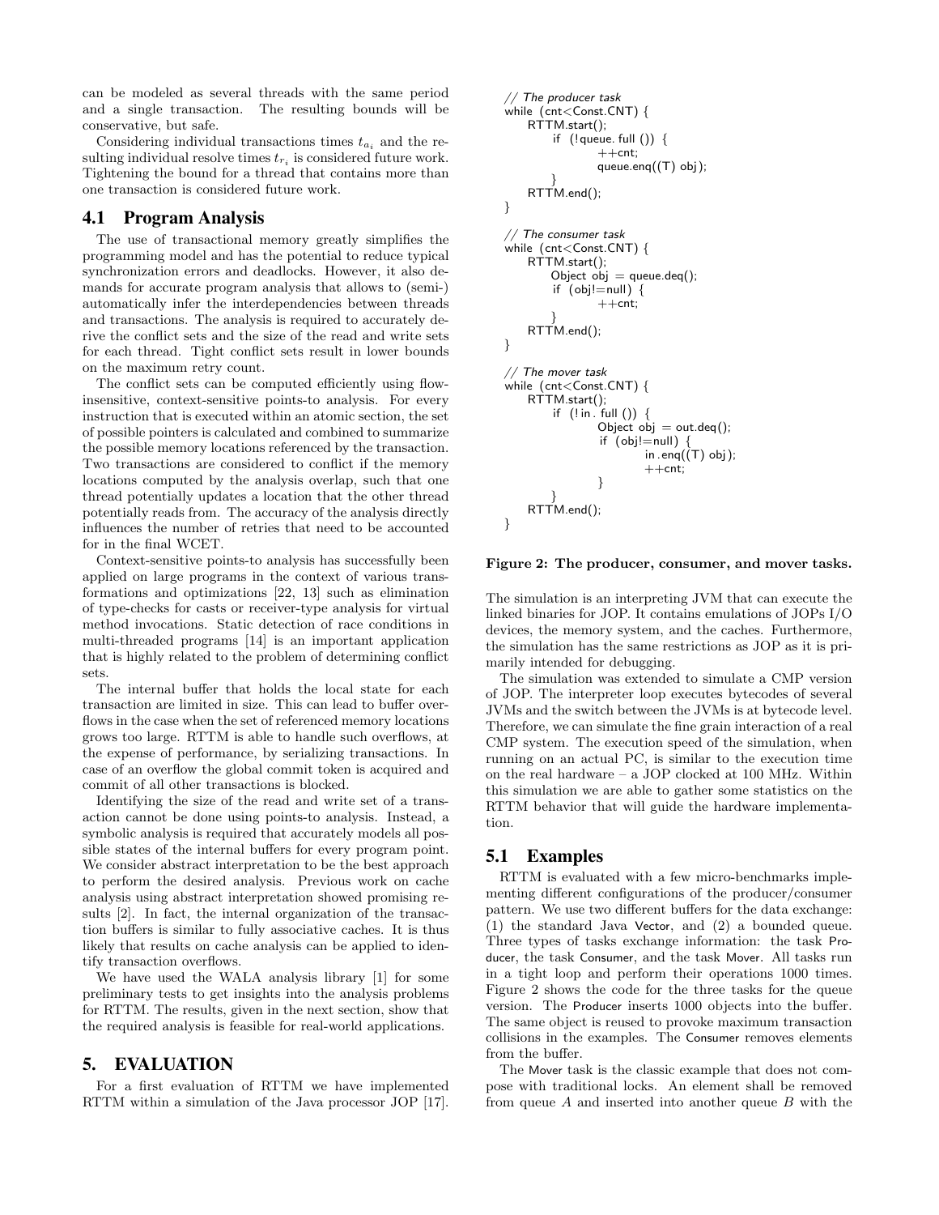can be modeled as several threads with the same period and a single transaction. The resulting bounds will be conservative, but safe.

Considering individual transactions times $t_{a_i}$ and the resulting individual resolve times $t_{r_i}$ is considered future work. Tightening the bound for a thread that contains more than one transaction is considered future work.

## 4.1 Program Analysis

The use of transactional memory greatly simplifies the programming model and has the potential to reduce typical synchronization errors and deadlocks. However, it also demands for accurate program analysis that allows to (semi-) automatically infer the interdependencies between threads and transactions. The analysis is required to accurately derive the conflict sets and the size of the read and write sets for each thread. Tight conflict sets result in lower bounds on the maximum retry count.

The conflict sets can be computed efficiently using flow-insensitive, context-sensitive points-to analysis. For every instruction that is executed within an atomic section, the set of possible pointers is calculated and combined to summarize the possible memory locations referenced by the transaction. Two transactions are considered to conflict if the memory locations computed by the analysis overlap, such that one thread potentially updates a location that the other thread potentially reads from. The accuracy of the analysis directly influences the number of retries that need to be accounted for in the final WCET.

Context-sensitive points-to analysis has successfully been applied on large programs in the context of various transformations and optimizations [22, 13] such as elimination of type-checks for casts or receiver-type analysis for virtual method invocations. Static detection of race conditions in multi-threaded programs [14] is an important application that is highly related to the problem of determining conflict sets.

The internal buffer that holds the local state for each transaction are limited in size. This can lead to buffer overflows in the case when the set of referenced memory locations grows too large. RTTM is able to handle such overflows, at the expense of performance, by serializing transactions. In case of an overflow the global commit token is acquired and commit of all other transactions is blocked.

Identifying the size of the read and write set of a transaction cannot be done using points-to analysis. Instead, a symbolic analysis is required that accurately models all possible states of the internal buffers for every program point. We consider abstract interpretation to be the best approach to perform the desired analysis. Previous work on cache analysis using abstract interpretation showed promising results [2]. In fact, the internal organization of the transaction buffers is similar to fully associative caches. It is thus likely that results on cache analysis can be applied to identify transaction overflows.

We have used the WALA analysis library [1] for some preliminary tests to get insights into the analysis problems for RTTM. The results, given in the next section, show that the required analysis is feasible for real-world applications.

# 5. EVALUATION

For a first evaluation of RTTM we have implemented RTTM within a simulation of the Java processor JOP [17]. The simulation is an interpreting JVM that can execute the linked binaries for JOP. It contains emulations of JOPs I/O devices, the memory system, and the caches. Furthermore, the simulation has the same restrictions as JOP as it is primarily intended for debugging.

The simulation was extended to simulate a CMP version of JOP. The interpreter loop executes bytecodes of several JVMs and the switch between the JVMs is at bytecode level. Therefore, we can simulate the fine grain interaction of a real CMP system. The execution speed of the simulation, when running on an actual PC, is similar to the execution time on the real hardware – a JOP clocked at 100 MHz. Within this simulation we are able to gather some statistics on the RTTM behavior that will guide the hardware implementation.

```
// The producer task
while (cnt<Const.CNT) {
    RTTM.start();
        if (!queue.full()) {
            ++cnt;
            queue.enq((T) obj);
        }
    RTTM.end();
}

// The consumer task
while (cnt<Const.CNT) {
    RTTM.start();
        Object obj = queue.deq();
        if (obj!=null) {
            ++cnt;
        }
    RTTM.end();
}

// The mover task
while (cnt<Const.CNT) {
    RTTM.start();
        if (!in.full()) {
            Object obj = out.deq();
            if (obj!=null) {
                in.enq((T) obj);
                ++cnt;
            }
        }
    RTTM.end();
}
```

**Figure 2: The producer, consumer, and mover tasks.**

## 5.1 Examples

RTTM is evaluated with a few micro-benchmarks implementing different configurations of the producer/consumer pattern. We use two different buffers for the data exchange: (1) the standard Java Vector, and (2) a bounded queue. Three types of tasks exchange information: the task Producer, the task Consumer, and the task Mover. All tasks run in a tight loop and perform their operations 1000 times. Figure 2 shows the code for the three tasks for the queue version. The Producer inserts 1000 objects into the buffer. The same object is reused to provoke maximum transaction collisions in the examples. The Consumer removes elements from the buffer.

The Mover task is the classic example that does not compose with traditional locks. An element shall be removed from queue $A$ and inserted into another queue $B$ with the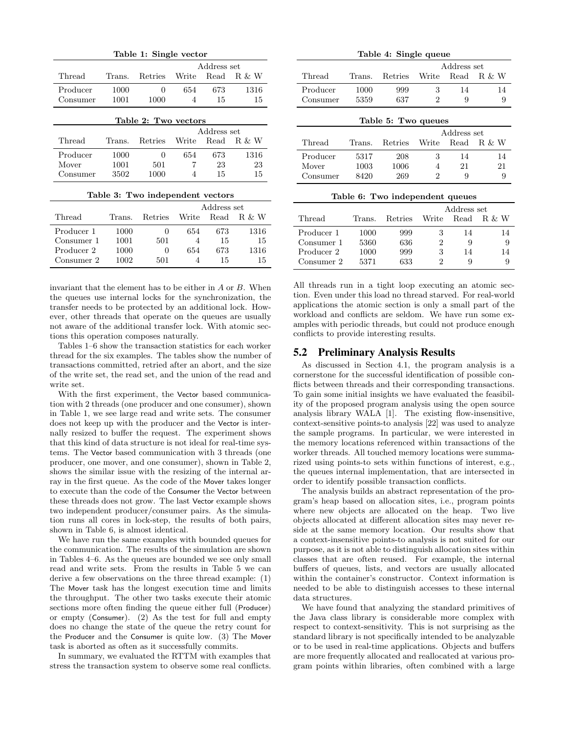**Table 1: Single vector**

| Thread | Trans. | Retries | Address set Write | Read | R & W |
|---|---|---|---|---|---|
| Producer | 1000 | 0 | 654 | 673 | 1316 |
| Consumer | 1001 | 1000 | 4 | 15 | 15 |

**Table 2: Two vectors**

| Thread | Trans. | Retries | Address set Write | Read | R & W |
|---|---|---|---|---|---|
| Producer | 1000 | 0 | 654 | 673 | 1316 |
| Mover | 1001 | 501 | 7 | 23 | 23 |
| Consumer | 3502 | 1000 | 4 | 15 | 15 |

**Table 3: Two independent vectors**

| Thread | Trans. | Retries | Address set Write | Read | R & W |
|---|---|---|---|---|---|
| Producer 1 | 1000 | 0 | 654 | 673 | 1316 |
| Consumer 1 | 1001 | 501 | 4 | 15 | 15 |
| Producer 2 | 1000 | 0 | 654 | 673 | 1316 |
| Consumer 2 | 1002 | 501 | 4 | 15 | 15 |

invariant that the element has to be either in $A$ or $B$. When the queues use internal locks for the synchronization, the transfer needs to be protected by an additional lock. However, other threads that operate on the queues are usually not aware of the additional transfer lock. With atomic sections this operation composes naturally.

Tables 1–6 show the transaction statistics for each worker thread for the six examples. The tables show the number of transactions committed, retried after an abort, and the size of the write set, the read set, and the union of the read and write set.

With the first experiment, the Vector based communication with 2 threads (one producer and one consumer), shown in Table 1, we see large read and write sets. The consumer does not keep up with the producer and the Vector is internally resized to buffer the request. The experiment shows that this kind of data structure is not ideal for real-time systems. The Vector based communication with 3 threads (one producer, one mover, and one consumer), shown in Table 2, shows the similar issue with the resizing of the internal array in the first queue. As the code of the Mover takes longer to execute than the code of the Consumer the Vector between these threads does not grow. The last Vector example shows two independent producer/consumer pairs. As the simulation runs all cores in lock-step, the results of both pairs, shown in Table 6, is almost identical.

We have run the same examples with bounded queues for the communication. The results of the simulation are shown in Tables 4–6. As the queues are bounded we see only small read and write sets. From the results in Table 5 we can derive a few observations on the three thread example: (1) The Mover task has the longest execution time and limits the throughput. The other two tasks execute their atomic sections more often finding the queue either full (Producer) or empty (Consumer). (2) As the test for full and empty does no change the state of the queue the retry count for the Producer and the Consumer is quite low. (3) The Mover task is aborted as often as it successfully commits.

In summary, we evaluated the RTTM with examples that stress the transaction system to observe some real conflicts.

**Table 4: Single queue**

| Thread | Trans. | Retries | Address set Write | Read | R & W |
|---|---|---|---|---|---|
| Producer | 1000 | 999 | 3 | 14 | 14 |
| Consumer | 5359 | 637 | 2 | 9 | 9 |

**Table 5: Two queues**

| Thread | Trans. | Retries | Address set Write | Read | R & W |
|---|---|---|---|---|---|
| Producer | 5317 | 208 | 3 | 14 | 14 |
| Mover | 1003 | 1006 | 4 | 21 | 21 |
| Consumer | 8420 | 269 | 2 | 9 | 9 |

**Table 6: Two independent queues**

| Thread | Trans. | Retries | Address set Write | Read | R & W |
|---|---|---|---|---|---|
| Producer 1 | 1000 | 999 | 3 | 14 | 14 |
| Consumer 1 | 5360 | 636 | 2 | 9 | 9 |
| Producer 2 | 1000 | 999 | 3 | 14 | 14 |
| Consumer 2 | 5371 | 633 | 2 | 9 | 9 |

All threads run in a tight loop executing an atomic section. Even under this load no thread starved. For real-world applications the atomic section is only a small part of the workload and conflicts are seldom. We have run some examples with periodic threads, but could not produce enough conflicts to provide interesting results.

## 5.2 Preliminary Analysis Results

As discussed in Section 4.1, the program analysis is a cornerstone for the successful identification of possible conflicts between threads and their corresponding transactions. To gain some initial insights we have evaluated the feasibility of the proposed program analysis using the open source analysis library WALA [1]. The existing flow-insensitive, context-sensitive points-to analysis [22] was used to analyze the sample programs. In particular, we were interested in the memory locations referenced within transactions of the worker threads. All touched memory locations were summarized using points-to sets within functions of interest, e.g., the queues internal implementation, that are intersected in order to identify possible transaction conflicts.

The analysis builds an abstract representation of the program's heap based on allocation sites, i.e., program points where new objects are allocated on the heap. Two live objects allocated at different allocation sites may never reside at the same memory location. Our results show that a context-insensitive points-to analysis is not suited for our purpose, as it is not able to distinguish allocation sites within classes that are often reused. For example, the internal buffers of queues, lists, and vectors are usually allocated within the container's constructor. Context information is needed to be able to distinguish accesses to these internal data structures.

We have found that analyzing the standard primitives of the Java class library is considerable more complex with respect to context-sensitivity. This is not surprising as the standard library is not specifically intended to be analyzable or to be used in real-time applications. Objects and buffers are more frequently allocated and reallocated at various program points within libraries, often combined with a large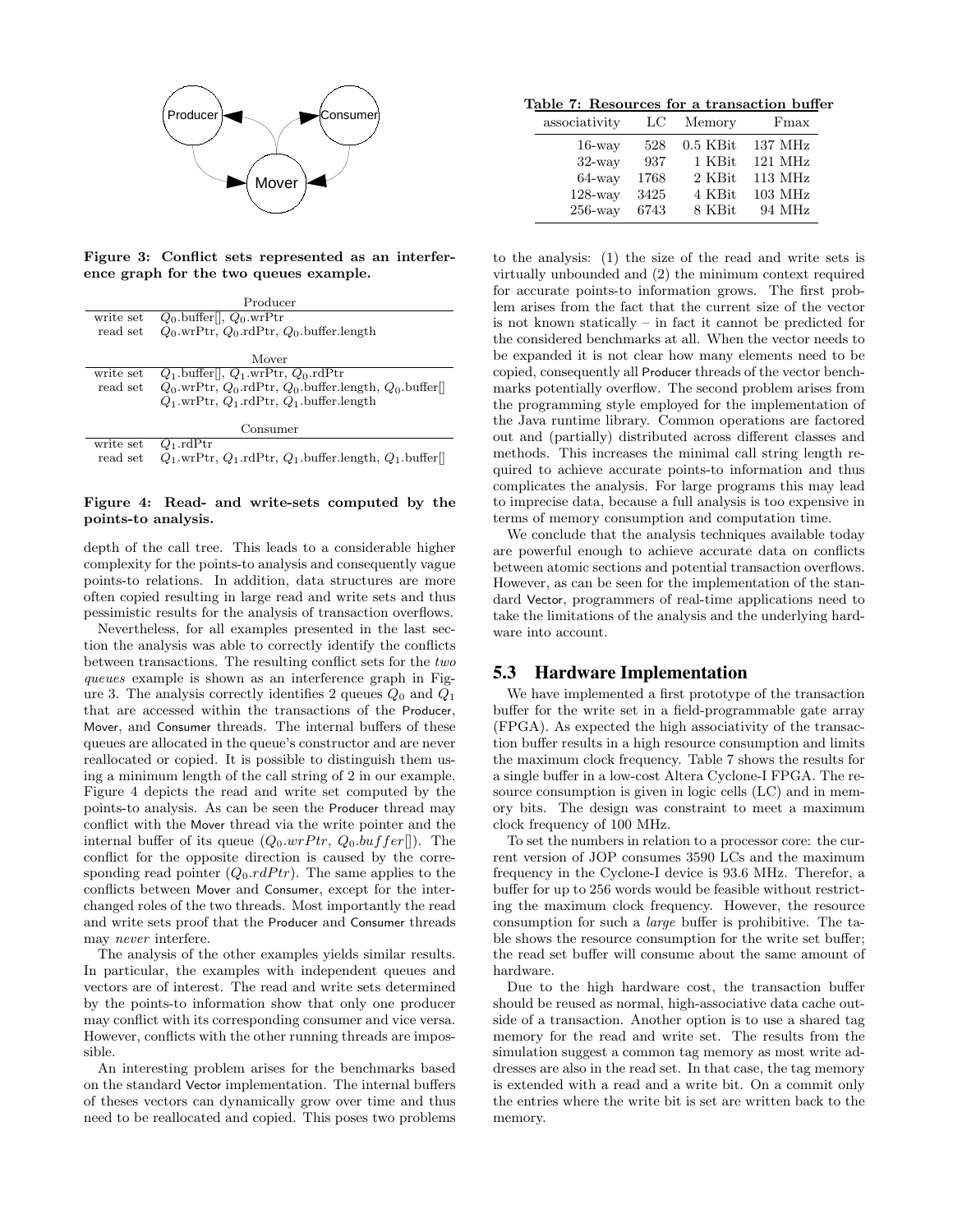Figure 3: Conflict sets represented as an interference graph for the two queues example.

| Producer | |
|---|---|
| write set | $Q_0$.buffer[], $Q_0$.wrPtr |
| read set | $Q_0$.wrPtr, $Q_0$.rdPtr, $Q_0$.buffer.length |

| Mover | |
|---|---|
| write set | $Q_1$.buffer[], $Q_1$.wrPtr, $Q_0$.rdPtr |
| read set | $Q_0$.wrPtr, $Q_0$.rdPtr, $Q_0$.buffer.length, $Q_0$.buffer[] $Q_1$.wrPtr, $Q_1$.rdPtr, $Q_1$.buffer.length |

| Consumer | |
|---|---|
| write set | $Q_1$.rdPtr |
| read set | $Q_1$.wrPtr, $Q_1$.rdPtr, $Q_1$.buffer.length, $Q_1$.buffer[] |

**Figure 4: Read- and write-sets computed by the points-to analysis.**

depth of the call tree. This leads to a considerable higher complexity for the points-to analysis and consequently vague points-to relations. In addition, data structures are more often copied resulting in large read and write sets and thus pessimistic results for the analysis of transaction overflows.

Nevertheless, for all examples presented in the last section the analysis was able to correctly identify the conflicts between transactions. The resulting conflict sets for the *two queues* example is shown as an interference graph in Figure 3. The analysis correctly identifies 2 queues $Q_0$ and $Q_1$ that are accessed within the transactions of the Producer, Mover, and Consumer threads. The internal buffers of these queues are allocated in the queue's constructor and are never reallocated or copied. It is possible to distinguish them using a minimum length of the call string of 2 in our example. Figure 4 depicts the read and write set computed by the points-to analysis. As can be seen the Producer thread may conflict with the Mover thread via the write pointer and the internal buffer of its queue ($Q_0.wrPtr$, $Q_0.buffer[]$). The conflict for the opposite direction is caused by the corresponding read pointer ($Q_0.rdPtr$). The same applies to the conflicts between Mover and Consumer, except for the interchanged roles of the two threads. Most importantly the read and write sets proof that the Producer and Consumer threads may *never* interfere.

The analysis of the other examples yields similar results. In particular, the examples with independent queues and vectors are of interest. The read and write sets determined by the points-to information show that only one producer may conflict with its corresponding consumer and vice versa. However, conflicts with the other running threads are impossible.

An interesting problem arises for the benchmarks based on the standard Vector implementation. The internal buffers of theses vectors can dynamically grow over time and thus need to be reallocated and copied. This poses two problems to the analysis: (1) the size of the read and write sets is virtually unbounded and (2) the minimum context required for accurate points-to information grows. The first problem arises from the fact that the current size of the vector is not known statically – in fact it cannot be predicted for the considered benchmarks at all. When the vector needs to be expanded it is not clear how many elements need to be copied, consequently all Producer threads of the vector benchmarks potentially overflow. The second problem arises from the programming style employed for the implementation of the Java runtime library. Common operations are factored out and (partially) distributed across different classes and methods. This increases the minimal call string length required to achieve accurate points-to information and thus complicates the analysis. For large programs this may lead to imprecise data, because a full analysis is too expensive in terms of memory consumption and computation time.

We conclude that the analysis techniques available today are powerful enough to achieve accurate data on conflicts between atomic sections and potential transaction overflows. However, as can be seen for the implementation of the standard Vector, programmers of real-time applications need to take the limitations of the analysis and the underlying hardware into account.

**Table 7: Resources for a transaction buffer**

| associativity | LC | Memory | Fmax |
|---|---|---|---|
| 16-way | 528 | 0.5 KBit | 137 MHz |
| 32-way | 937 | 1 KBit | 121 MHz |
| 64-way | 1768 | 2 KBit | 113 MHz |
| 128-way | 3425 | 4 KBit | 103 MHz |
| 256-way | 6743 | 8 KBit | 94 MHz |

## 5.3 Hardware Implementation

We have implemented a first prototype of the transaction buffer for the write set in a field-programmable gate array (FPGA). As expected the high associativity of the transaction buffer results in a high resource consumption and limits the maximum clock frequency. Table 7 shows the results for a single buffer in a low-cost Altera Cyclone-I FPGA. The resource consumption is given in logic cells (LC) and in memory bits. The design was constraint to meet a maximum clock frequency of 100 MHz.

To set the numbers in relation to a processor core: the current version of JOP consumes 3590 LCs and the maximum frequency in the Cyclone-I device is 93.6 MHz. Therefor, a buffer for up to 256 words would be feasible without restricting the maximum clock frequency. However, the resource consumption for such a *large* buffer is prohibitive. The table shows the resource consumption for the write set buffer; the read set buffer will consume about the same amount of hardware.

Due to the high hardware cost, the transaction buffer should be reused as normal, high-associative data cache outside of a transaction. Another option is to use a shared tag memory for the read and write set. The results from the simulation suggest a common tag memory as most write addresses are also in the read set. In that case, the tag memory is extended with a read and a write bit. On a commit only the entries where the write bit is set are written back to the memory.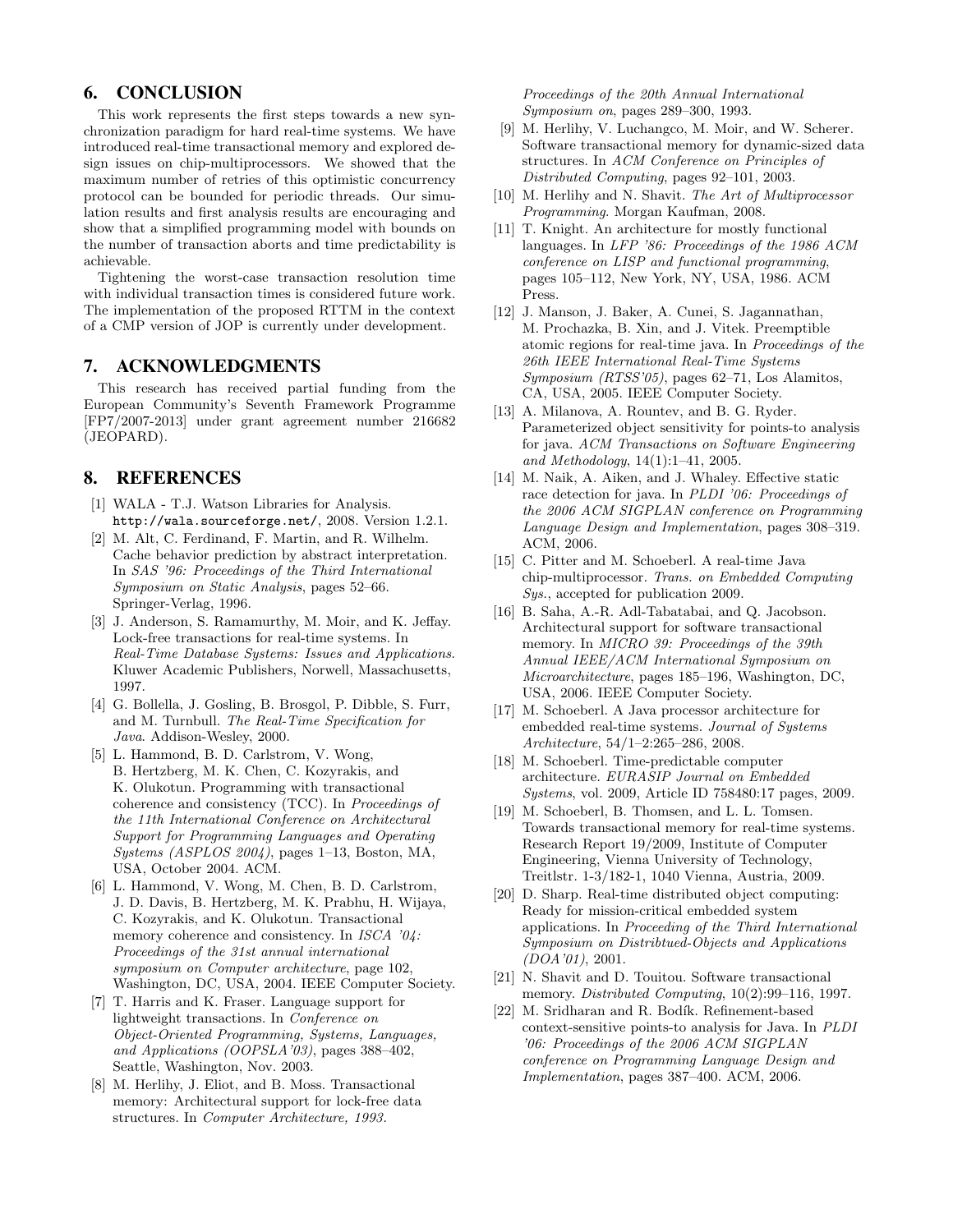## 6. CONCLUSION

This work represents the first steps towards a new synchronization paradigm for hard real-time systems. We have introduced real-time transactional memory and explored design issues on chip-multiprocessors. We showed that the maximum number of retries of this optimistic concurrency protocol can be bounded for periodic threads. Our simulation results and first analysis results are encouraging and show that a simplified programming model with bounds on the number of transaction aborts and time predictability is achievable.

Tightening the worst-case transaction resolution time with individual transaction times is considered future work. The implementation of the proposed RTTM in the context of a CMP version of JOP is currently under development.

## 7. ACKNOWLEDGMENTS

This research has received partial funding from the European Community's Seventh Framework Programme [FP7/2007-2013] under grant agreement number 216682 (JEOPARD).

## 8. REFERENCES

- [1] WALA - T.J. Watson Libraries for Analysis. http://wala.sourceforge.net/, 2008. Version 1.2.1.
- [2] M. Alt, C. Ferdinand, F. Martin, and R. Wilhelm. Cache behavior prediction by abstract interpretation. In *SAS '96: Proceedings of the Third International Symposium on Static Analysis*, pages 52–66. Springer-Verlag, 1996.
- [3] J. Anderson, S. Ramamurthy, M. Moir, and K. Jeffay. Lock-free transactions for real-time systems. In *Real-Time Database Systems: Issues and Applications*. Kluwer Academic Publishers, Norwell, Massachusetts, 1997.
- [4] G. Bollella, J. Gosling, B. Brosgol, P. Dibble, S. Furr, and M. Turnbull. *The Real-Time Specification for Java*. Addison-Wesley, 2000.
- [5] L. Hammond, B. D. Carlstrom, V. Wong, B. Hertzberg, M. K. Chen, C. Kozyrakis, and K. Olukotun. Programming with transactional coherence and consistency (TCC). In *Proceedings of the 11th International Conference on Architectural Support for Programming Languages and Operating Systems (ASPLOS 2004)*, pages 1–13, Boston, MA, USA, October 2004. ACM.
- [6] L. Hammond, V. Wong, M. Chen, B. D. Carlstrom, J. D. Davis, B. Hertzberg, M. K. Prabhu, H. Wijaya, C. Kozyrakis, and K. Olukotun. Transactional memory coherence and consistency. In *ISCA '04: Proceedings of the 31st annual international symposium on Computer architecture*, page 102, Washington, DC, USA, 2004. IEEE Computer Society.
- [7] T. Harris and K. Fraser. Language support for lightweight transactions. In *Conference on Object-Oriented Programming, Systems, Languages, and Applications (OOPSLA'03)*, pages 388–402, Seattle, Washington, Nov. 2003.
- [8] M. Herlihy, J. Eliot, and B. Moss. Transactional memory: Architectural support for lock-free data structures. In *Computer Architecture, 1993. Proceedings of the 20th Annual International Symposium on*, pages 289–300, 1993.
- [9] M. Herlihy, V. Luchangco, M. Moir, and W. Scherer. Software transactional memory for dynamic-sized data structures. In *ACM Conference on Principles of Distributed Computing*, pages 92–101, 2003.
- [10] M. Herlihy and N. Shavit. *The Art of Multiprocessor Programming*. Morgan Kaufman, 2008.
- [11] T. Knight. An architecture for mostly functional languages. In *LFP '86: Proceedings of the 1986 ACM conference on LISP and functional programming*, pages 105–112, New York, NY, USA, 1986. ACM Press.
- [12] J. Manson, J. Baker, A. Cunei, S. Jagannathan, M. Prochazka, B. Xin, and J. Vitek. Preemptible atomic regions for real-time java. In *Proceedings of the 26th IEEE International Real-Time Systems Symposium (RTSS'05)*, pages 62–71, Los Alamitos, CA, USA, 2005. IEEE Computer Society.
- [13] A. Milanova, A. Rountev, and B. G. Ryder. Parameterized object sensitivity for points-to analysis for java. *ACM Transactions on Software Engineering and Methodology*, 14(1):1–41, 2005.
- [14] M. Naik, A. Aiken, and J. Whaley. Effective static race detection for java. In *PLDI '06: Proceedings of the 2006 ACM SIGPLAN conference on Programming Language Design and Implementation*, pages 308–319. ACM, 2006.
- [15] C. Pitter and M. Schoeberl. A real-time Java chip-multiprocessor. *Trans. on Embedded Computing Sys.*, accepted for publication 2009.
- [16] B. Saha, A.-R. Adl-Tabatabai, and Q. Jacobson. Architectural support for software transactional memory. In *MICRO 39: Proceedings of the 39th Annual IEEE/ACM International Symposium on Microarchitecture*, pages 185–196, Washington, DC, USA, 2006. IEEE Computer Society.
- [17] M. Schoeberl. A Java processor architecture for embedded real-time systems. *Journal of Systems Architecture*, 54/1–2:265–286, 2008.
- [18] M. Schoeberl. Time-predictable computer architecture. *EURASIP Journal on Embedded Systems*, vol. 2009, Article ID 758480:17 pages, 2009.
- [19] M. Schoeberl, B. Thomsen, and L. L. Tomsen. Towards transactional memory for real-time systems. Research Report 19/2009, Institute of Computer Engineering, Vienna University of Technology, Treitlstr. 1-3/182-1, 1040 Vienna, Austria, 2009.
- [20] D. Sharp. Real-time distributed object computing: Ready for mission-critical embedded system applications. In *Proceeding of the Third International Symposium on Distribtued-Objects and Applications (DOA'01)*, 2001.
- [21] N. Shavit and D. Touitou. Software transactional memory. *Distributed Computing*, 10(2):99–116, 1997.
- [22] M. Sridharan and R. Bodík. Refinement-based context-sensitive points-to analysis for Java. In *PLDI '06: Proceedings of the 2006 ACM SIGPLAN conference on Programming Language Design and Implementation*, pages 387–400. ACM, 2006.